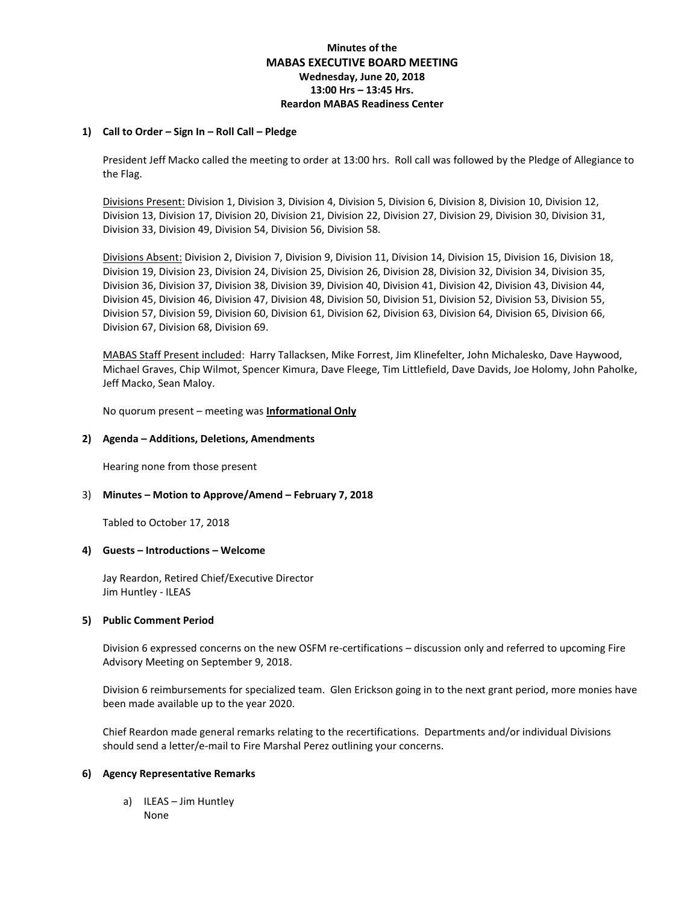**Minutes of the**
# MABAS EXECUTIVE BOARD MEETING
**Wednesday, June 20, 2018**
**13:00 Hrs – 13:45 Hrs.**
**Reardon MABAS Readiness Center**

**1) Call to Order – Sign In – Roll Call – Pledge**

President Jeff Macko called the meeting to order at 13:00 hrs. Roll call was followed by the Pledge of Allegiance to the Flag.

Divisions Present: Division 1, Division 3, Division 4, Division 5, Division 6, Division 8, Division 10, Division 12, Division 13, Division 17, Division 20, Division 21, Division 22, Division 27, Division 29, Division 30, Division 31, Division 33, Division 49, Division 54, Division 56, Division 58.

Divisions Absent: Division 2, Division 7, Division 9, Division 11, Division 14, Division 15, Division 16, Division 18, Division 19, Division 23, Division 24, Division 25, Division 26, Division 28, Division 32, Division 34, Division 35, Division 36, Division 37, Division 38, Division 39, Division 40, Division 41, Division 42, Division 43, Division 44, Division 45, Division 46, Division 47, Division 48, Division 50, Division 51, Division 52, Division 53, Division 55, Division 57, Division 59, Division 60, Division 61, Division 62, Division 63, Division 64, Division 65, Division 66, Division 67, Division 68, Division 69.

MABAS Staff Present included: Harry Tallacksen, Mike Forrest, Jim Klinefelter, John Michalesko, Dave Haywood, Michael Graves, Chip Wilmot, Spencer Kimura, Dave Fleege, Tim Littlefield, Dave Davids, Joe Holomy, John Paholke, Jeff Macko, Sean Maloy.

No quorum present – meeting was **Informational Only**

**2) Agenda – Additions, Deletions, Amendments**

Hearing none from those present

3) **Minutes – Motion to Approve/Amend – February 7, 2018**

Tabled to October 17, 2018

**4) Guests – Introductions – Welcome**

Jay Reardon, Retired Chief/Executive Director
Jim Huntley - ILEAS

**5) Public Comment Period**

Division 6 expressed concerns on the new OSFM re-certifications – discussion only and referred to upcoming Fire Advisory Meeting on September 9, 2018.

Division 6 reimbursements for specialized team. Glen Erickson going in to the next grant period, more monies have been made available up to the year 2020.

Chief Reardon made general remarks relating to the recertifications. Departments and/or individual Divisions should send a letter/e-mail to Fire Marshal Perez outlining your concerns.

**6) Agency Representative Remarks**

a) ILEAS – Jim Huntley
   None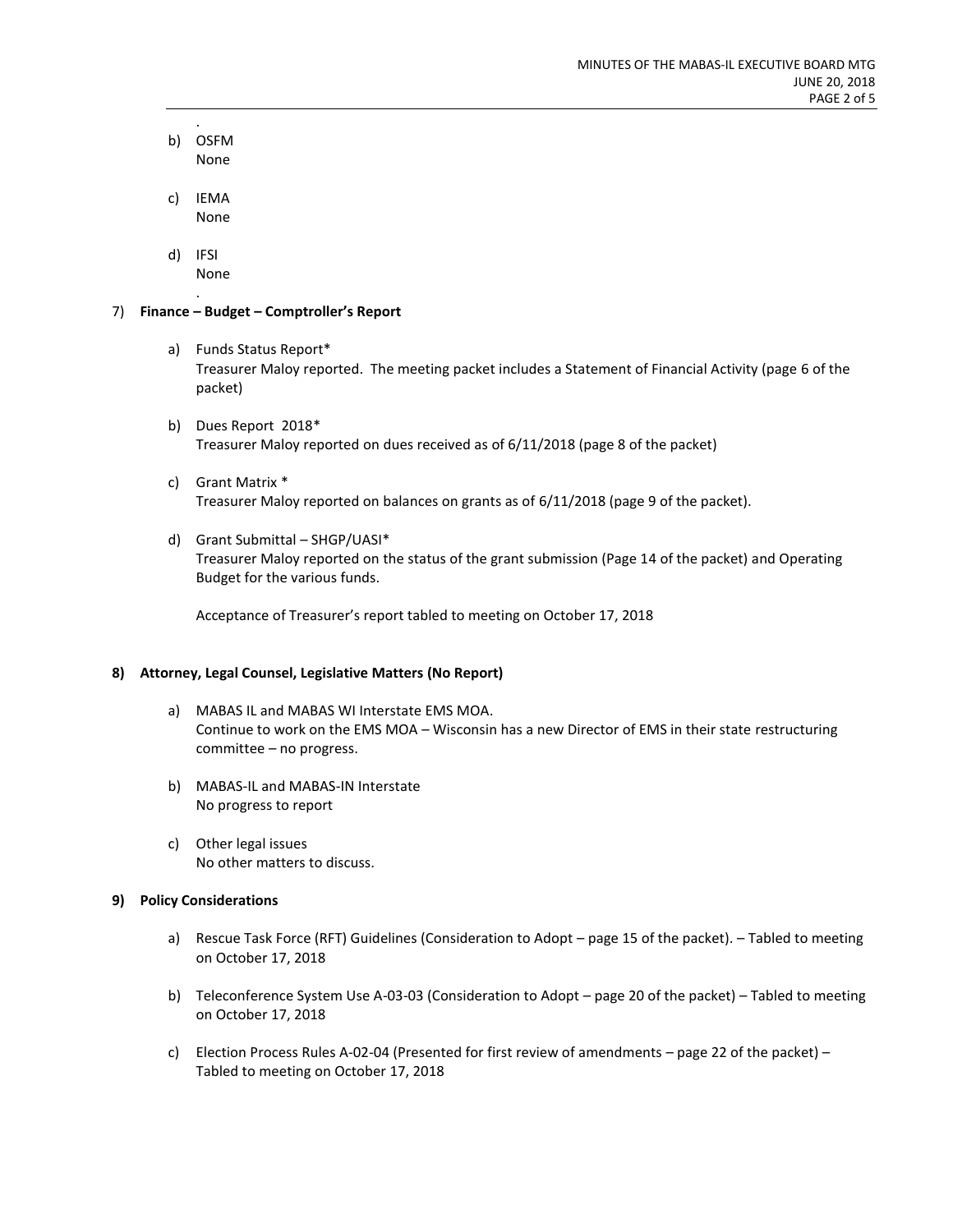.

b) OSFM
   None

c) IEMA
   None

d) IFSI
   None

.

7) **Finance – Budget – Comptroller's Report**

   a) Funds Status Report*
      Treasurer Maloy reported. The meeting packet includes a Statement of Financial Activity (page 6 of the packet)

   b) Dues Report 2018*
      Treasurer Maloy reported on dues received as of 6/11/2018 (page 8 of the packet)

   c) Grant Matrix *
      Treasurer Maloy reported on balances on grants as of 6/11/2018 (page 9 of the packet).

   d) Grant Submittal – SHGP/UASI*
      Treasurer Maloy reported on the status of the grant submission (Page 14 of the packet) and Operating Budget for the various funds.

      Acceptance of Treasurer's report tabled to meeting on October 17, 2018

**8) Attorney, Legal Counsel, Legislative Matters (No Report)**

   a) MABAS IL and MABAS WI Interstate EMS MOA.
      Continue to work on the EMS MOA – Wisconsin has a new Director of EMS in their state restructuring committee – no progress.

   b) MABAS-IL and MABAS-IN Interstate
      No progress to report

   c) Other legal issues
      No other matters to discuss.

**9) Policy Considerations**

   a) Rescue Task Force (RFT) Guidelines (Consideration to Adopt – page 15 of the packet). – Tabled to meeting on October 17, 2018

   b) Teleconference System Use A-03-03 (Consideration to Adopt – page 20 of the packet) – Tabled to meeting on October 17, 2018

   c) Election Process Rules A-02-04 (Presented for first review of amendments – page 22 of the packet) – Tabled to meeting on October 17, 2018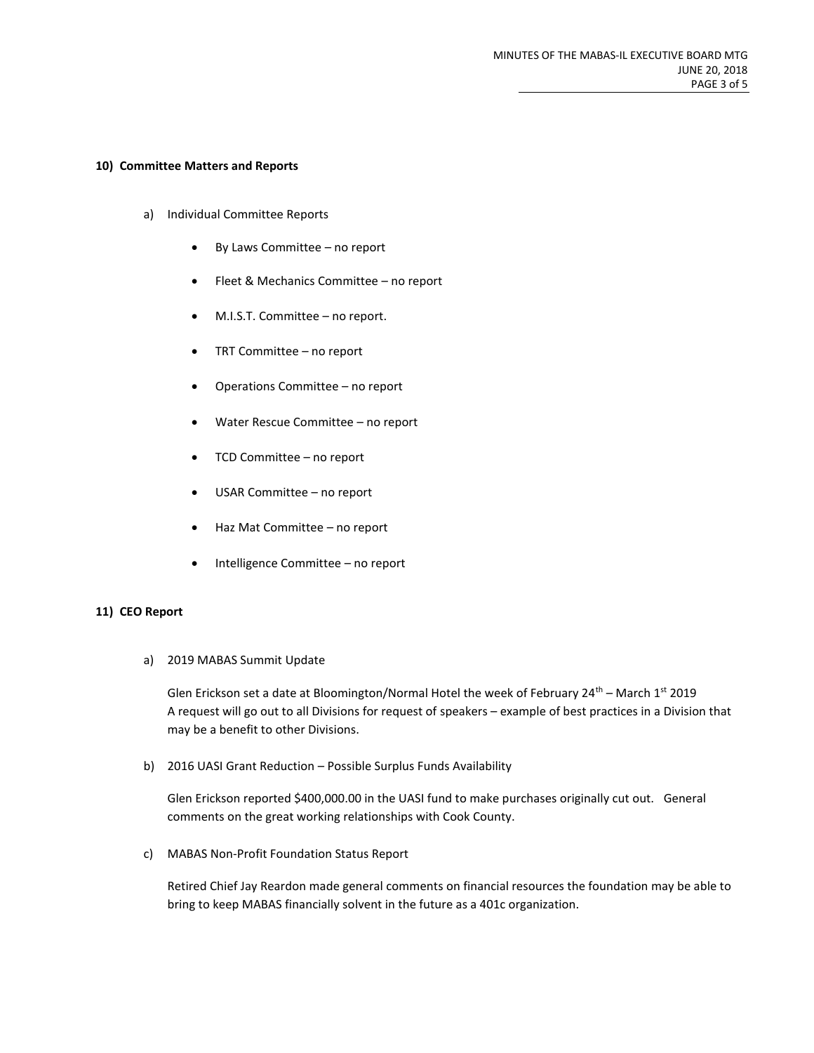**10) Committee Matters and Reports**

a) Individual Committee Reports

- By Laws Committee – no report
- Fleet & Mechanics Committee – no report
- M.I.S.T. Committee – no report.
- TRT Committee – no report
- Operations Committee – no report
- Water Rescue Committee – no report
- TCD Committee – no report
- USAR Committee – no report
- Haz Mat Committee – no report
- Intelligence Committee – no report

**11) CEO Report**

a) 2019 MABAS Summit Update

Glen Erickson set a date at Bloomington/Normal Hotel the week of February 24th – March 1st 2019
A request will go out to all Divisions for request of speakers – example of best practices in a Division that may be a benefit to other Divisions.

b) 2016 UASI Grant Reduction – Possible Surplus Funds Availability

Glen Erickson reported $400,000.00 in the UASI fund to make purchases originally cut out. General comments on the great working relationships with Cook County.

c) MABAS Non-Profit Foundation Status Report

Retired Chief Jay Reardon made general comments on financial resources the foundation may be able to bring to keep MABAS financially solvent in the future as a 401c organization.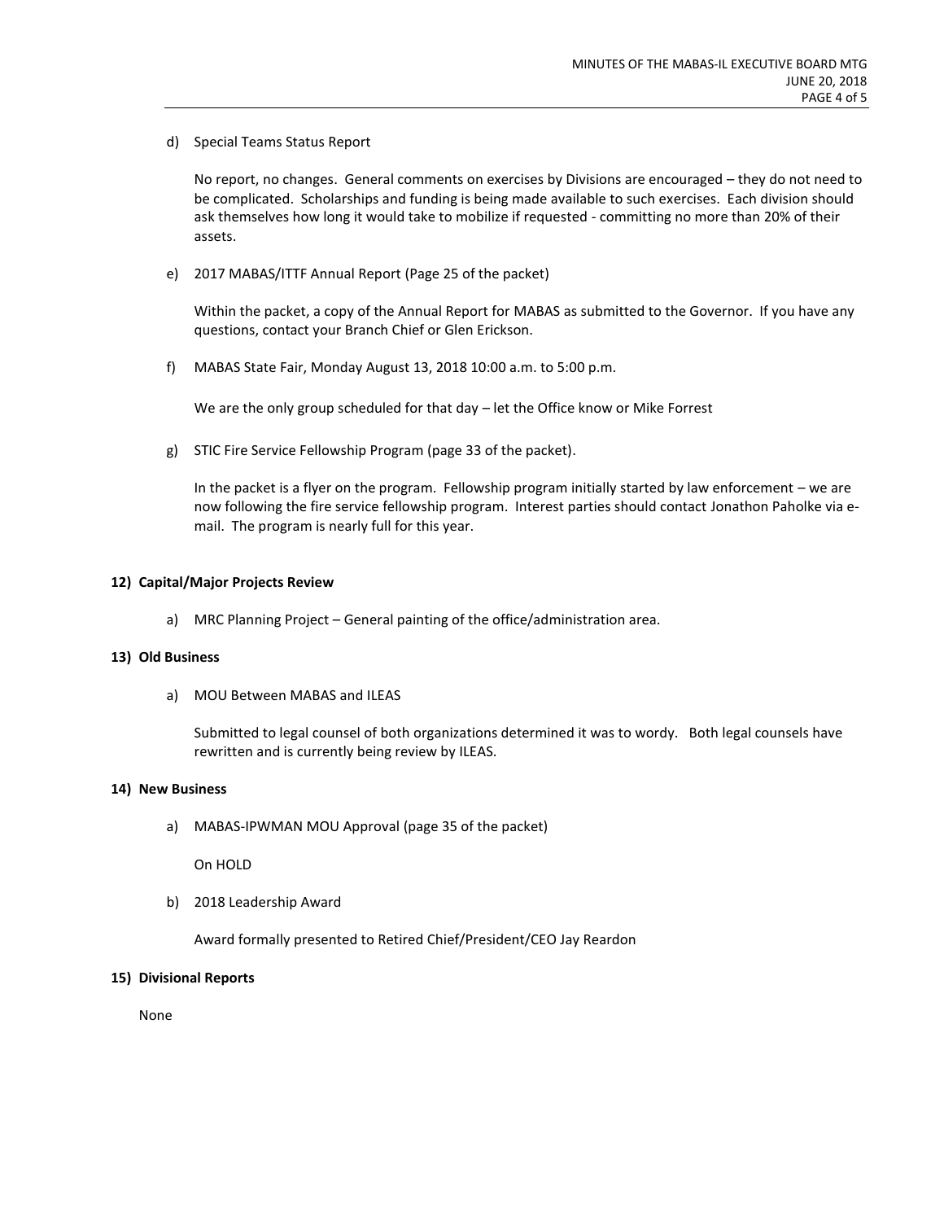d) Special Teams Status Report

No report, no changes. General comments on exercises by Divisions are encouraged – they do not need to be complicated. Scholarships and funding is being made available to such exercises. Each division should ask themselves how long it would take to mobilize if requested - committing no more than 20% of their assets.

e) 2017 MABAS/ITTF Annual Report (Page 25 of the packet)

Within the packet, a copy of the Annual Report for MABAS as submitted to the Governor. If you have any questions, contact your Branch Chief or Glen Erickson.

f) MABAS State Fair, Monday August 13, 2018 10:00 a.m. to 5:00 p.m.

We are the only group scheduled for that day – let the Office know or Mike Forrest

g) STIC Fire Service Fellowship Program (page 33 of the packet).

In the packet is a flyer on the program. Fellowship program initially started by law enforcement – we are now following the fire service fellowship program. Interest parties should contact Jonathon Paholke via e-mail. The program is nearly full for this year.

**12) Capital/Major Projects Review**

a) MRC Planning Project – General painting of the office/administration area.

**13) Old Business**

a) MOU Between MABAS and ILEAS

Submitted to legal counsel of both organizations determined it was to wordy. Both legal counsels have rewritten and is currently being review by ILEAS.

**14) New Business**

a) MABAS-IPWMAN MOU Approval (page 35 of the packet)

On HOLD

b) 2018 Leadership Award

Award formally presented to Retired Chief/President/CEO Jay Reardon

**15) Divisional Reports**

None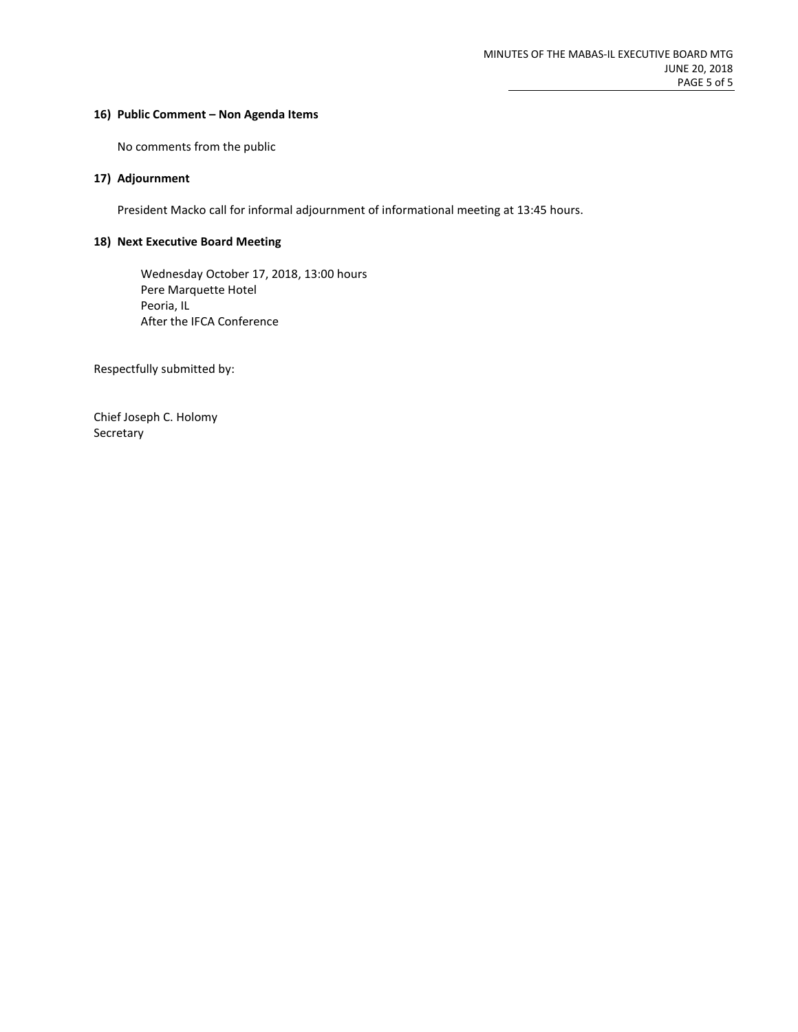**16) Public Comment – Non Agenda Items**

No comments from the public

**17) Adjournment**

President Macko call for informal adjournment of informational meeting at 13:45 hours.

**18) Next Executive Board Meeting**

Wednesday October 17, 2018, 13:00 hours
Pere Marquette Hotel
Peoria, IL
After the IFCA Conference

Respectfully submitted by:

Chief Joseph C. Holomy
Secretary